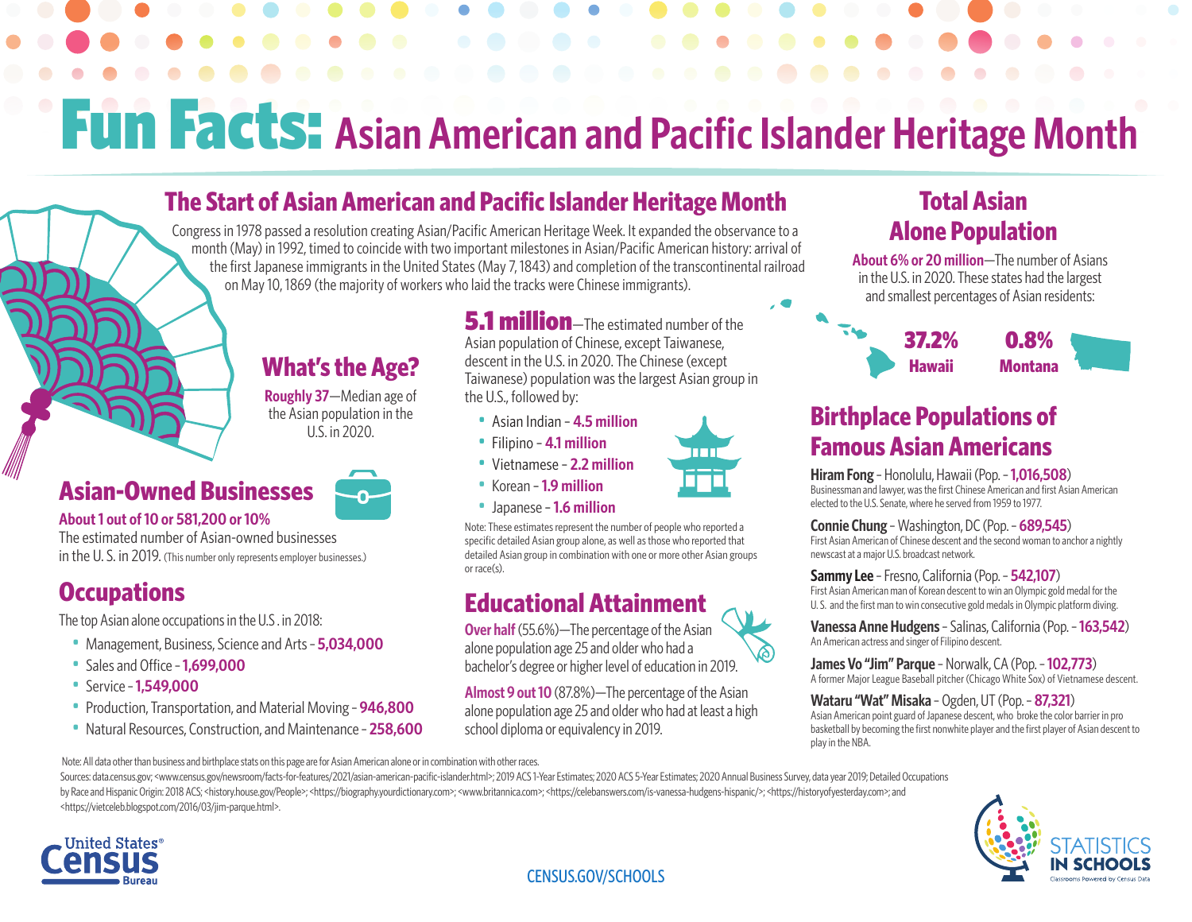# Fun Facts: Asian American and Pacific Islander Heritage Month

## The Start of Asian American and Pacific Islander Heritage Month

Congress in 1978 passed a resolution creating Asian/Pacific American Heritage Week. It expanded the observance to a month (May) in 1992, timed to coincide with two important milestones in Asian/Pacific American history: arrival of the first Japanese immigrants in the United States (May 7, 1843) and completion of the transcontinental railroad on May 10, 1869 (the majority of workers who laid the tracks were Chinese immigrants).

## What's the Age?

**Roughly 37**—Median age of the Asian population in the U.S. in 2020.

## Asian-Owned Businesses

**About 1 out of 10 or 581,200 or 10%**

The estimated number of Asian-owned businesses in the U. S. in 2019. (This number only represents employer businesses.)

## Occupations

The top Asian alone occupations in the U.S . in 2018:

- Management, Business, Science and Arts - **5,034,000**
- Sales and Office - **1,699,000**
- Service - **1,549,000**
- Production, Transportation, and Material Moving - **946,800**
- Natural Resources, Construction, and Maintenance - **258,600**

**5.1 million**—The estimated number of the Asian population of Chinese, except Taiwanese, descent in the U.S. in 2020. The Chinese (except Taiwanese) population was the largest Asian group in the U.S., followed by:

- Asian Indian - **4.5 million**
- Filipino - **4.1 million**
- Vietnamese - **2.2 million**
- Korean - **1.9 million**
- Japanese - **1.6 million**

Note: These estimates represent the number of people who reported a specific detailed Asian group alone, as well as those who reported that detailed Asian group in combination with one or more other Asian groups or race(s).

## Educational Attainment

**Over half** (55.6%)—The percentage of the Asian alone population age 25 and older who had a bachelor's degree or higher level of education in 2019.

**Almost 9 out 10** (87.8%)—The percentage of the Asian alone population age 25 and older who had at least a high school diploma or equivalency in 2019.

## Total Asian Alone Population

**About 6% or 20 million**—The number of Asians in the U.S. in 2020. These states had the largest and smallest percentages of Asian residents:

**37.2%** Hawaii

**0.8%** Montana

## Birthplace Populations of Famous Asian Americans

**Hiram Fong** - Honolulu, Hawaii (Pop. - **1,016,508**)
Businessman and lawyer, was the first Chinese American and first Asian American elected to the U.S. Senate, where he served from 1959 to 1977.

**Connie Chung** - Washington, DC (Pop. - **689,545**)
First Asian American of Chinese descent and the second woman to anchor a nightly newscast at a major U.S. broadcast network.

**Sammy Lee** - Fresno, California (Pop. - **542,107**)
First Asian American man of Korean descent to win an Olympic gold medal for the U. S. and the first man to win consecutive gold medals in Olympic platform diving.

**Vanessa Anne Hudgens** - Salinas, California (Pop. - **163,542**)
An American actress and singer of Filipino descent.

**James Vo "Jim" Parque** - Norwalk, CA (Pop. - **102,773**)
A former Major League Baseball pitcher (Chicago White Sox) of Vietnamese descent.

**Wataru "Wat" Misaka** - Ogden, UT (Pop. - **87,321**)
Asian American point guard of Japanese descent, who broke the color barrier in pro basketball by becoming the first nonwhite player and the first player of Asian descent to play in the NBA.

Note: All data other than business and birthplace stats on this page are for Asian American alone or in combination with other races.

Sources: data.census.gov; <www.census.gov/newsroom/facts-for-features/2021/asian-american-pacific-islander.html>; 2019 ACS 1-Year Estimates; 2020 ACS 5-Year Estimates; 2020 Annual Business Survey, data year 2019; Detailed Occupations by Race and Hispanic Origin: 2018 ACS; <history.house.gov/People>; <https://biography.yourdictionary.com>; <www.britannica.com>; <https://celebanswers.com/is-vanessa-hudgens-hispanic/>; <https://historyofyesterday.com>; and <https://vietceleb.blogspot.com/2016/03/jim-parque.html>.

United States Census Bureau

CENSUS.GOV/SCHOOLS

STATISTICS IN SCHOOLS
Classrooms Powered by Census Data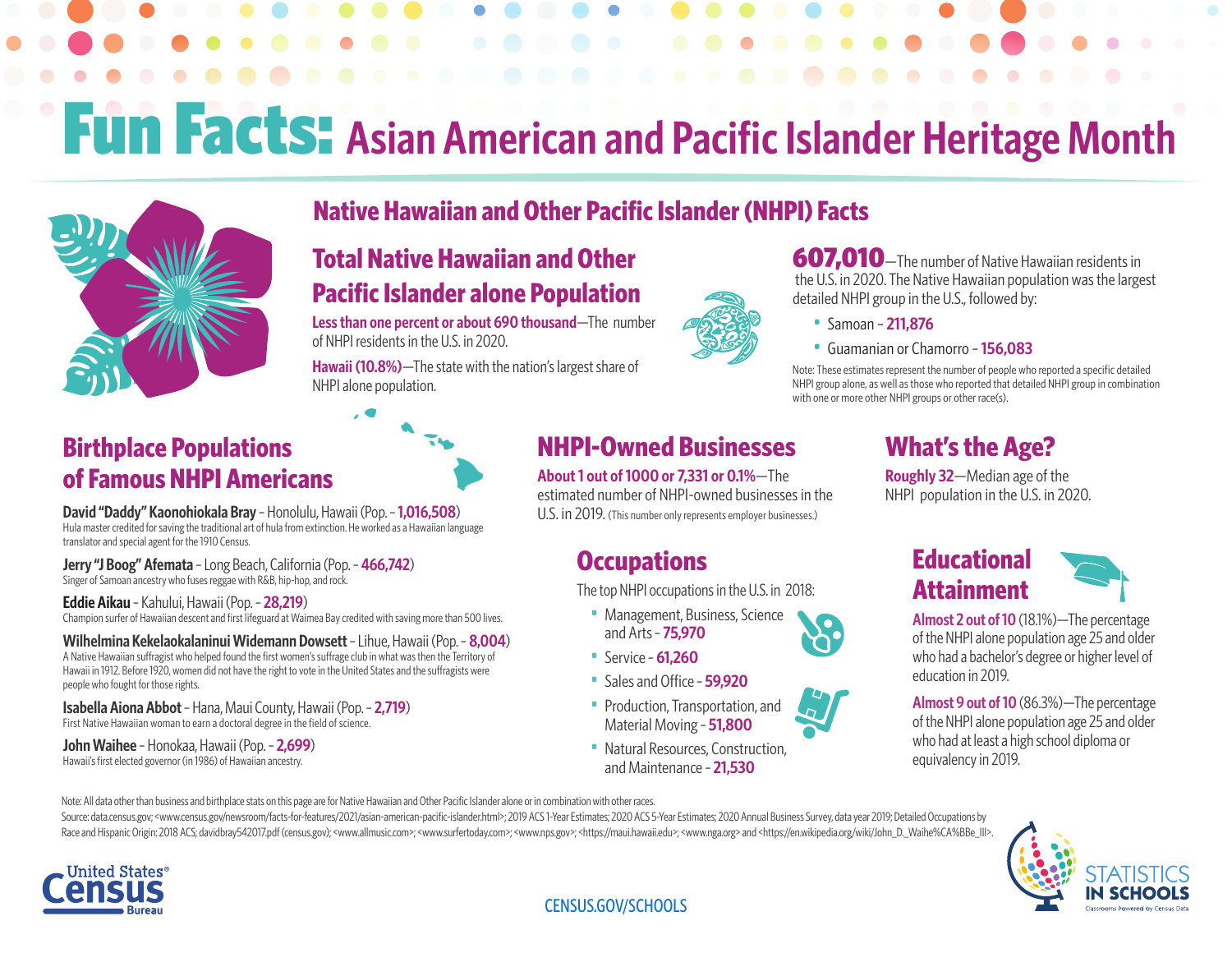# Fun Facts: Asian American and Pacific Islander Heritage Month

## Native Hawaiian and Other Pacific Islander (NHPI) Facts

### Total Native Hawaiian and Other Pacific Islander alone Population

**Less than one percent or about 690 thousand**—The number of NHPI residents in the U.S. in 2020.

**Hawaii (10.8%)**—The state with the nation's largest share of NHPI alone population.

**607,010**—The number of Native Hawaiian residents in the U.S. in 2020. The Native Hawaiian population was the largest detailed NHPI group in the U.S., followed by:

- Samoan - **211,876**
- Guamanian or Chamorro - **156,083**

Note: These estimates represent the number of people who reported a specific detailed NHPI group alone, as well as those who reported that detailed NHPI group in combination with one or more other NHPI groups or other race(s).

## Birthplace Populations of Famous NHPI Americans

**David "Daddy" Kaonohiokala Bray** - Honolulu, Hawaii (Pop. - **1,016,508**)
Hula master credited for saving the traditional art of hula from extinction. He worked as a Hawaiian language translator and special agent for the 1910 Census.

**Jerry "J Boog" Afemata** - Long Beach, California (Pop. - **466,742**)
Singer of Samoan ancestry who fuses reggae with R&B, hip-hop, and rock.

**Eddie Aikau** - Kahului, Hawaii (Pop. - **28,219**)
Champion surfer of Hawaiian descent and first lifeguard at Waimea Bay credited with saving more than 500 lives.

**Wilhelmina Kekelaokalaninui Widemann Dowsett** - Lihue, Hawaii (Pop. - **8,004**)
A Native Hawaiian suffragist who helped found the first women's suffrage club in what was then the Territory of Hawaii in 1912. Before 1920, women did not have the right to vote in the United States and the suffragists were people who fought for those rights.

**Isabella Aiona Abbot** - Hana, Maui County, Hawaii (Pop. - **2,719**)
First Native Hawaiian woman to earn a doctoral degree in the field of science.

**John Waihee** - Honokaa, Hawaii (Pop. - **2,699**)
Hawaii's first elected governor (in 1986) of Hawaiian ancestry.

## NHPI-Owned Businesses

**About 1 out of 1000 or 7,331 or 0.1%**—The estimated number of NHPI-owned businesses in the U.S. in 2019. (This number only represents employer businesses.)

## Occupations

The top NHPI occupations in the U.S. in 2018:

- Management, Business, Science and Arts - **75,970**
- Service - **61,260**
- Sales and Office - **59,920**
- Production, Transportation, and Material Moving - **51,800**
- Natural Resources, Construction, and Maintenance - **21,530**

## What's the Age?

**Roughly 32**—Median age of the NHPI population in the U.S. in 2020.

## Educational Attainment

**Almost 2 out of 10** (18.1%)—The percentage of the NHPI alone population age 25 and older who had a bachelor's degree or higher level of education in 2019.

**Almost 9 out of 10** (86.3%)—The percentage of the NHPI alone population age 25 and older who had at least a high school diploma or equivalency in 2019.

Note: All data other than business and birthplace stats on this page are for Native Hawaiian and Other Pacific Islander alone or in combination with other races.

Source: data.census.gov; <www.census.gov/newsroom/facts-for-features/2021/asian-american-pacific-islander.html>; 2019 ACS 1-Year Estimates; 2020 ACS 5-Year Estimates; 2020 Annual Business Survey, data year 2019; Detailed Occupations by Race and Hispanic Origin: 2018 ACS; davidbray542017.pdf (census.gov); <www.allmusic.com>; <www.surfertoday.com>; <www.nps.gov>; <https://maui.hawaii.edu>; <www.nga.org> and <https://en.wikipedia.org/wiki/John_D._Waihe%CA%BBe_III>.

United States Census Bureau

CENSUS.GOV/SCHOOLS

STATISTICS IN SCHOOLS
Classrooms Powered by Census Data